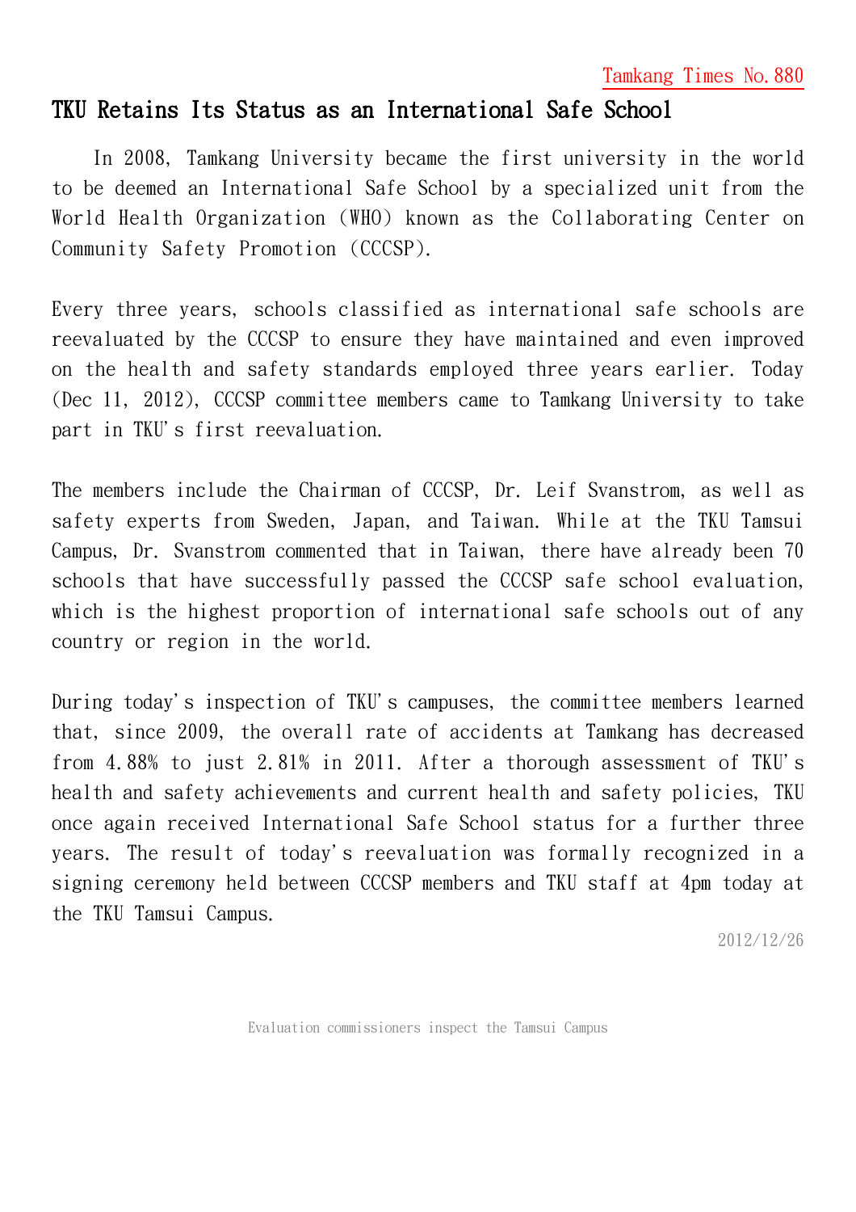Tamkang Times No.880

# TKU Retains Its Status as an International Safe School

In 2008, Tamkang University became the first university in the world to be deemed an International Safe School by a specialized unit from the World Health Organization (WHO) known as the Collaborating Center on Community Safety Promotion (CCCSP).

Every three years, schools classified as international safe schools are reevaluated by the CCCSP to ensure they have maintained and even improved on the health and safety standards employed three years earlier. Today (Dec 11, 2012), CCCSP committee members came to Tamkang University to take part in TKU's first reevaluation.

The members include the Chairman of CCCSP, Dr. Leif Svanstrom, as well as safety experts from Sweden, Japan, and Taiwan. While at the TKU Tamsui Campus, Dr. Svanstrom commented that in Taiwan, there have already been 70 schools that have successfully passed the CCCSP safe school evaluation, which is the highest proportion of international safe schools out of any country or region in the world.

During today's inspection of TKU's campuses, the committee members learned that, since 2009, the overall rate of accidents at Tamkang has decreased from 4.88% to just 2.81% in 2011. After a thorough assessment of TKU's health and safety achievements and current health and safety policies, TKU once again received International Safe School status for a further three years. The result of today's reevaluation was formally recognized in a signing ceremony held between CCCSP members and TKU staff at 4pm today at the TKU Tamsui Campus.

2012/12/26

Evaluation commissioners inspect the Tamsui Campus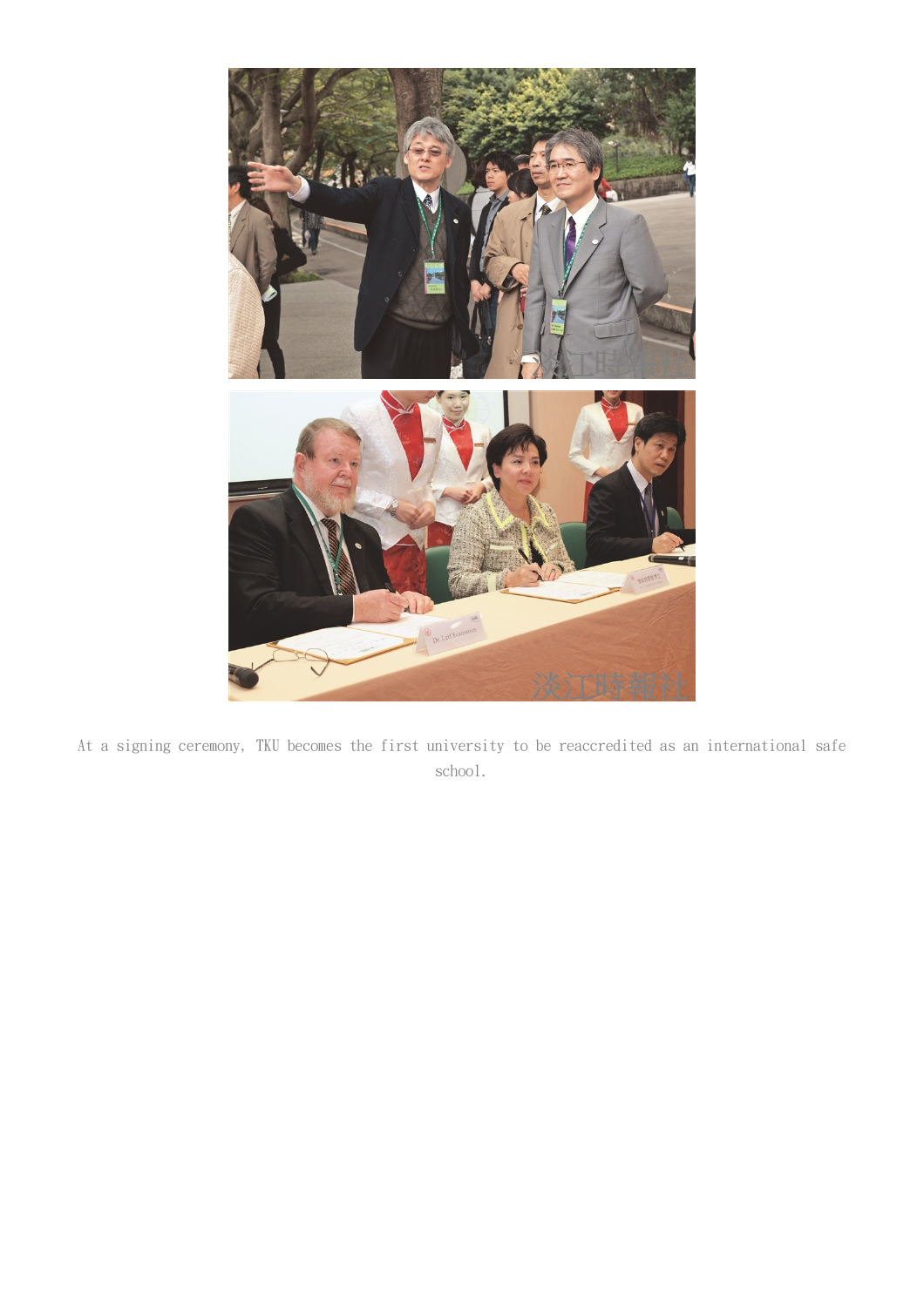At a signing ceremony, TKU becomes the first university to be reaccredited as an international safe school.